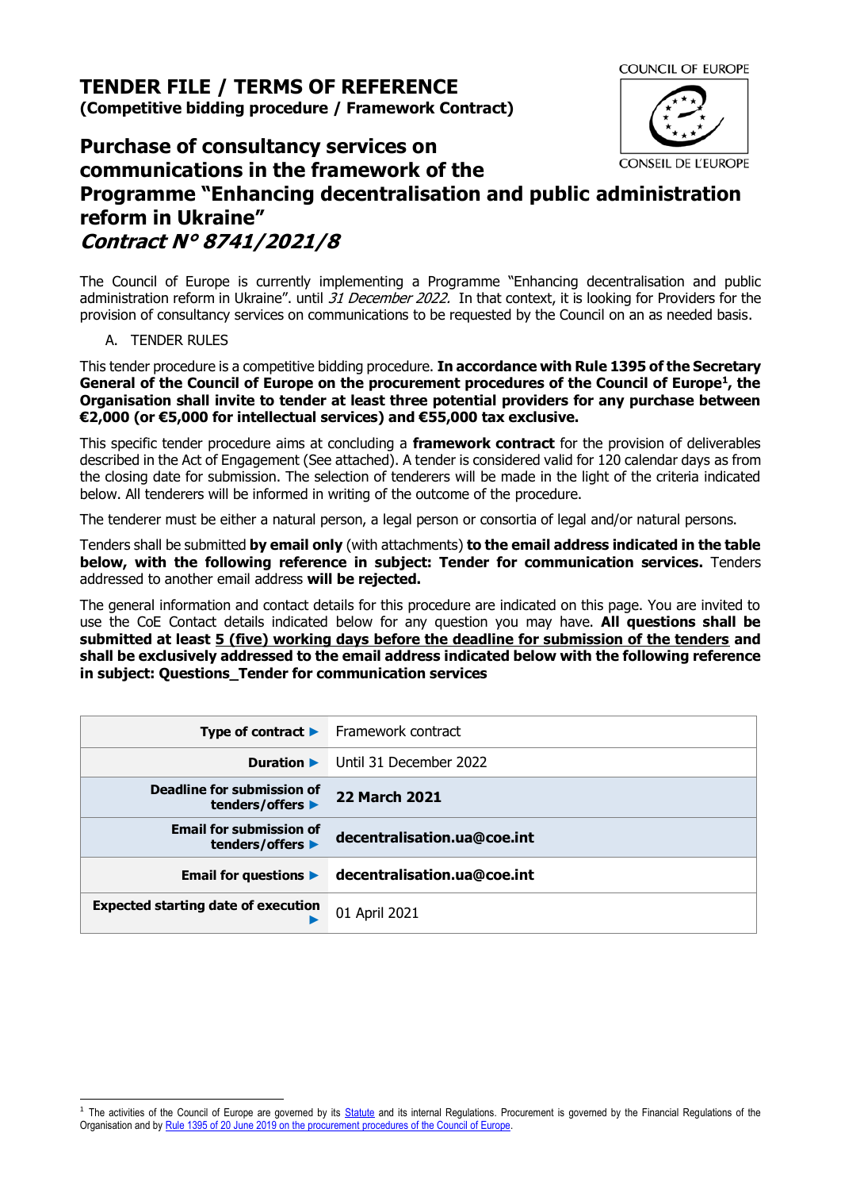# TENDER FILE / TERMS OF REFERENCE

**(Competitive bidding procedure / Framework Contract)**

COUNCIL OF EUROPE

CONSEIL DE L'EUROPE

## Purchase of consultancy services on communications in the framework of the Programme "Enhancing decentralisation and public administration reform in Ukraine"

## *Contract N° 8741/2021/8*

The Council of Europe is currently implementing a Programme "Enhancing decentralisation and public administration reform in Ukraine". until *31 December 2022.* In that context, it is looking for Providers for the provision of consultancy services on communications to be requested by the Council on an as needed basis.

A. TENDER RULES

This tender procedure is a competitive bidding procedure. **In accordance with Rule 1395 of the Secretary General of the Council of Europe on the procurement procedures of the Council of Europe[1], the Organisation shall invite to tender at least three potential providers for any purchase between €2,000 (or €5,000 for intellectual services) and €55,000 tax exclusive.**

This specific tender procedure aims at concluding a **framework contract** for the provision of deliverables described in the Act of Engagement (See attached). A tender is considered valid for 120 calendar days as from the closing date for submission. The selection of tenderers will be made in the light of the criteria indicated below. All tenderers will be informed in writing of the outcome of the procedure.

The tenderer must be either a natural person, a legal person or consortia of legal and/or natural persons.

Tenders shall be submitted **by email only** (with attachments) **to the email address indicated in the table below, with the following reference in subject: Tender for communication services.** Tenders addressed to another email address **will be rejected.**

The general information and contact details for this procedure are indicated on this page. You are invited to use the CoE Contact details indicated below for any question you may have. **All questions shall be submitted at least 5 (five) working days before the deadline for submission of the tenders and shall be exclusively addressed to the email address indicated below with the following reference in subject: Questions_Tender for communication services**

| | |
|---|---|
| **Type of contract ►** | Framework contract |
| **Duration ►** | Until 31 December 2022 |
| **Deadline for submission of tenders/offers ►** | **22 March 2021** |
| **Email for submission of tenders/offers ►** | **decentralisation.ua@coe.int** |
| **Email for questions ►** | **decentralisation.ua@coe.int** |
| **Expected starting date of execution ►** | 01 April 2021 |

[1] The activities of the Council of Europe are governed by its Statute and its internal Regulations. Procurement is governed by the Financial Regulations of the Organisation and by Rule 1395 of 20 June 2019 on the procurement procedures of the Council of Europe.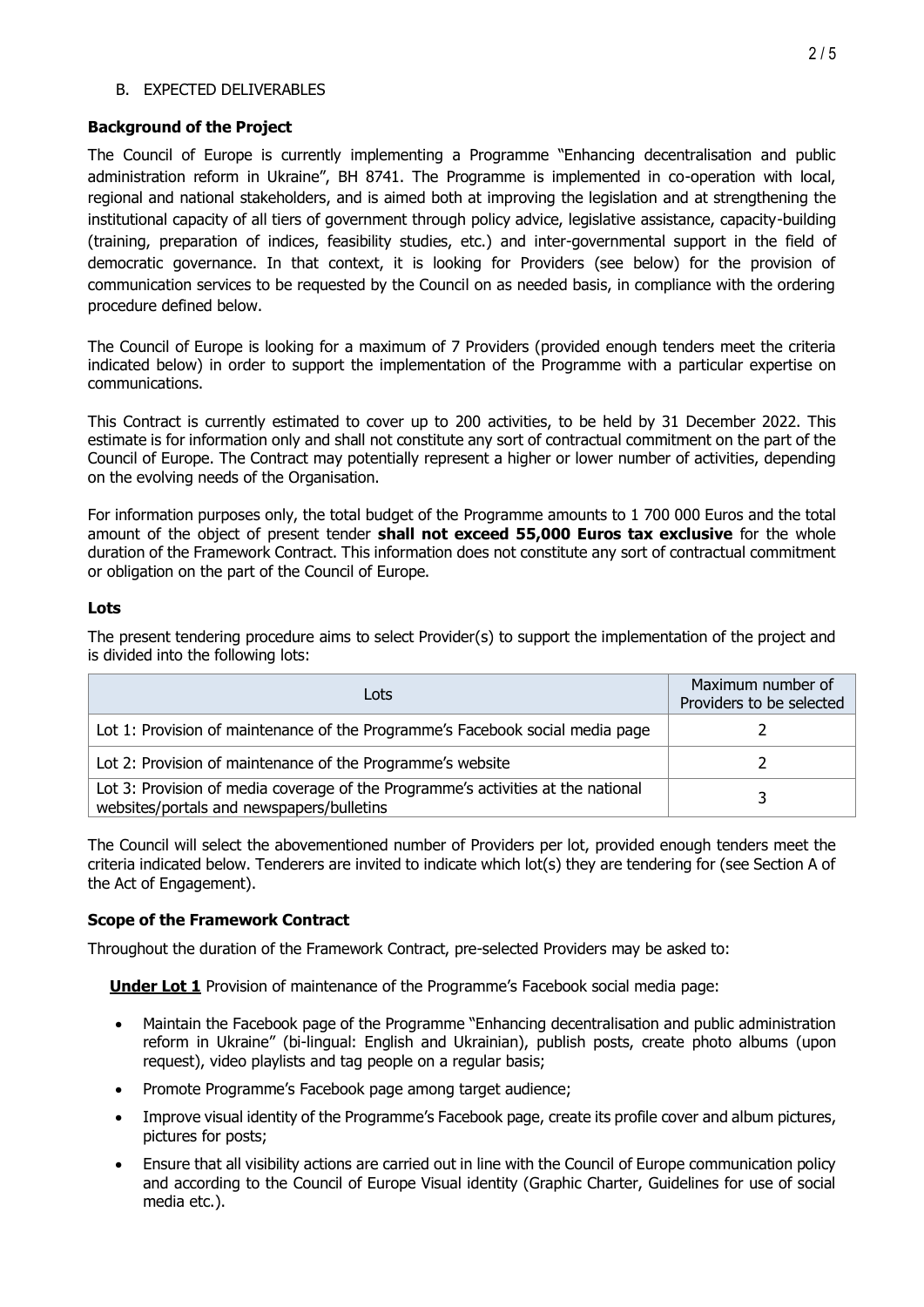B. EXPECTED DELIVERABLES

**Background of the Project**

The Council of Europe is currently implementing a Programme "Enhancing decentralisation and public administration reform in Ukraine", BH 8741. The Programme is implemented in co-operation with local, regional and national stakeholders, and is aimed both at improving the legislation and at strengthening the institutional capacity of all tiers of government through policy advice, legislative assistance, capacity-building (training, preparation of indices, feasibility studies, etc.) and inter-governmental support in the field of democratic governance. In that context, it is looking for Providers (see below) for the provision of communication services to be requested by the Council on as needed basis, in compliance with the ordering procedure defined below.

The Council of Europe is looking for a maximum of 7 Providers (provided enough tenders meet the criteria indicated below) in order to support the implementation of the Programme with a particular expertise on communications.

This Contract is currently estimated to cover up to 200 activities, to be held by 31 December 2022. This estimate is for information only and shall not constitute any sort of contractual commitment on the part of the Council of Europe. The Contract may potentially represent a higher or lower number of activities, depending on the evolving needs of the Organisation.

For information purposes only, the total budget of the Programme amounts to 1 700 000 Euros and the total amount of the object of present tender **shall not exceed 55,000 Euros tax exclusive** for the whole duration of the Framework Contract. This information does not constitute any sort of contractual commitment or obligation on the part of the Council of Europe.

**Lots**

The present tendering procedure aims to select Provider(s) to support the implementation of the project and is divided into the following lots:

| Lots | Maximum number of Providers to be selected |
|---|---|
| Lot 1: Provision of maintenance of the Programme's Facebook social media page | 2 |
| Lot 2: Provision of maintenance of the Programme's website | 2 |
| Lot 3: Provision of media coverage of the Programme's activities at the national websites/portals and newspapers/bulletins | 3 |

The Council will select the abovementioned number of Providers per lot, provided enough tenders meet the criteria indicated below. Tenderers are invited to indicate which lot(s) they are tendering for (see Section A of the Act of Engagement).

**Scope of the Framework Contract**

Throughout the duration of the Framework Contract, pre-selected Providers may be asked to:

**Under Lot 1** Provision of maintenance of the Programme's Facebook social media page:

- Maintain the Facebook page of the Programme "Enhancing decentralisation and public administration reform in Ukraine" (bi-lingual: English and Ukrainian), publish posts, create photo albums (upon request), video playlists and tag people on a regular basis;
- Promote Programme's Facebook page among target audience;
- Improve visual identity of the Programme's Facebook page, create its profile cover and album pictures, pictures for posts;
- Ensure that all visibility actions are carried out in line with the Council of Europe communication policy and according to the Council of Europe Visual identity (Graphic Charter, Guidelines for use of social media etc.).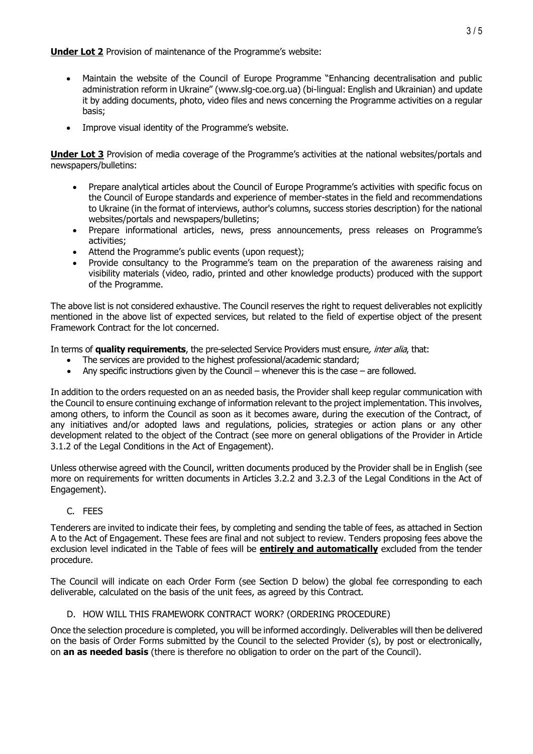**Under Lot 2** Provision of maintenance of the Programme's website:

- Maintain the website of the Council of Europe Programme "Enhancing decentralisation and public administration reform in Ukraine" (www.slg-coe.org.ua) (bi-lingual: English and Ukrainian) and update it by adding documents, photo, video files and news concerning the Programme activities on a regular basis;
- Improve visual identity of the Programme's website.

**Under Lot 3** Provision of media coverage of the Programme's activities at the national websites/portals and newspapers/bulletins:

- Prepare analytical articles about the Council of Europe Programme's activities with specific focus on the Council of Europe standards and experience of member-states in the field and recommendations to Ukraine (in the format of interviews, author's columns, success stories description) for the national websites/portals and newspapers/bulletins;
- Prepare informational articles, news, press announcements, press releases on Programme's activities;
- Attend the Programme's public events (upon request);
- Provide consultancy to the Programme's team on the preparation of the awareness raising and visibility materials (video, radio, printed and other knowledge products) produced with the support of the Programme.

The above list is not considered exhaustive. The Council reserves the right to request deliverables not explicitly mentioned in the above list of expected services, but related to the field of expertise object of the present Framework Contract for the lot concerned.

In terms of **quality requirements**, the pre-selected Service Providers must ensure*, inter alia*, that:

- The services are provided to the highest professional/academic standard;
- Any specific instructions given by the Council – whenever this is the case – are followed.

In addition to the orders requested on an as needed basis, the Provider shall keep regular communication with the Council to ensure continuing exchange of information relevant to the project implementation. This involves, among others, to inform the Council as soon as it becomes aware, during the execution of the Contract, of any initiatives and/or adopted laws and regulations, policies, strategies or action plans or any other development related to the object of the Contract (see more on general obligations of the Provider in Article 3.1.2 of the Legal Conditions in the Act of Engagement).

Unless otherwise agreed with the Council, written documents produced by the Provider shall be in English (see more on requirements for written documents in Articles 3.2.2 and 3.2.3 of the Legal Conditions in the Act of Engagement).

## C. FEES

Tenderers are invited to indicate their fees, by completing and sending the table of fees, as attached in Section A to the Act of Engagement. These fees are final and not subject to review. Tenders proposing fees above the exclusion level indicated in the Table of fees will be **entirely and automatically** excluded from the tender procedure.

The Council will indicate on each Order Form (see Section D below) the global fee corresponding to each deliverable, calculated on the basis of the unit fees, as agreed by this Contract.

## D. HOW WILL THIS FRAMEWORK CONTRACT WORK? (ORDERING PROCEDURE)

Once the selection procedure is completed, you will be informed accordingly. Deliverables will then be delivered on the basis of Order Forms submitted by the Council to the selected Provider (s), by post or electronically, on **an as needed basis** (there is therefore no obligation to order on the part of the Council).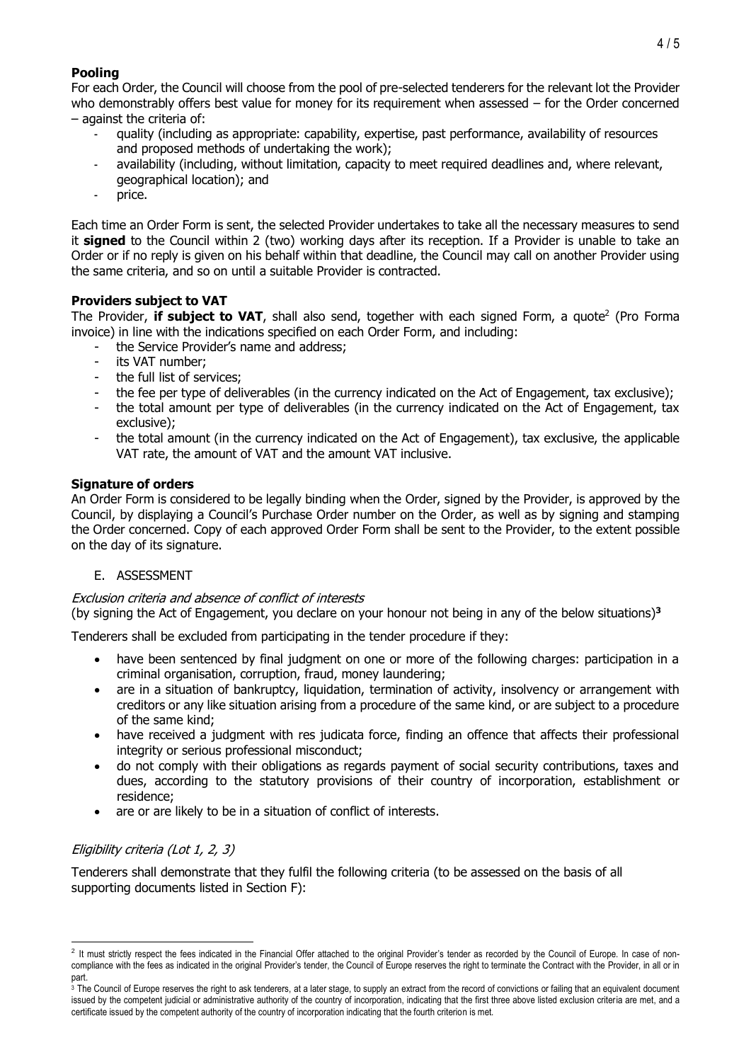**Pooling**

For each Order, the Council will choose from the pool of pre-selected tenderers for the relevant lot the Provider who demonstrably offers best value for money for its requirement when assessed – for the Order concerned – against the criteria of:

- quality (including as appropriate: capability, expertise, past performance, availability of resources and proposed methods of undertaking the work);
- availability (including, without limitation, capacity to meet required deadlines and, where relevant, geographical location); and
- price.

Each time an Order Form is sent, the selected Provider undertakes to take all the necessary measures to send it **signed** to the Council within 2 (two) working days after its reception. If a Provider is unable to take an Order or if no reply is given on his behalf within that deadline, the Council may call on another Provider using the same criteria, and so on until a suitable Provider is contracted.

**Providers subject to VAT**

The Provider, **if subject to VAT**, shall also send, together with each signed Form, a quote[2] (Pro Forma invoice) in line with the indications specified on each Order Form, and including:

- the Service Provider's name and address;
- its VAT number;
- the full list of services;
- the fee per type of deliverables (in the currency indicated on the Act of Engagement, tax exclusive);
- the total amount per type of deliverables (in the currency indicated on the Act of Engagement, tax exclusive);
- the total amount (in the currency indicated on the Act of Engagement), tax exclusive, the applicable VAT rate, the amount of VAT and the amount VAT inclusive.

**Signature of orders**

An Order Form is considered to be legally binding when the Order, signed by the Provider, is approved by the Council, by displaying a Council's Purchase Order number on the Order, as well as by signing and stamping the Order concerned. Copy of each approved Order Form shall be sent to the Provider, to the extent possible on the day of its signature.

E. ASSESSMENT

*Exclusion criteria and absence of conflict of interests*

(by signing the Act of Engagement, you declare on your honour not being in any of the below situations)**[3]**

Tenderers shall be excluded from participating in the tender procedure if they:

- have been sentenced by final judgment on one or more of the following charges: participation in a criminal organisation, corruption, fraud, money laundering;
- are in a situation of bankruptcy, liquidation, termination of activity, insolvency or arrangement with creditors or any like situation arising from a procedure of the same kind, or are subject to a procedure of the same kind;
- have received a judgment with res judicata force, finding an offence that affects their professional integrity or serious professional misconduct;
- do not comply with their obligations as regards payment of social security contributions, taxes and dues, according to the statutory provisions of their country of incorporation, establishment or residence;
- are or are likely to be in a situation of conflict of interests.

*Eligibility criteria (Lot 1, 2, 3)*

Tenderers shall demonstrate that they fulfil the following criteria (to be assessed on the basis of all supporting documents listed in Section F):

---

[2] It must strictly respect the fees indicated in the Financial Offer attached to the original Provider's tender as recorded by the Council of Europe. In case of non-compliance with the fees as indicated in the original Provider's tender, the Council of Europe reserves the right to terminate the Contract with the Provider, in all or in part.

[3] The Council of Europe reserves the right to ask tenderers, at a later stage, to supply an extract from the record of convictions or failing that an equivalent document issued by the competent judicial or administrative authority of the country of incorporation, indicating that the first three above listed exclusion criteria are met, and a certificate issued by the competent authority of the country of incorporation indicating that the fourth criterion is met.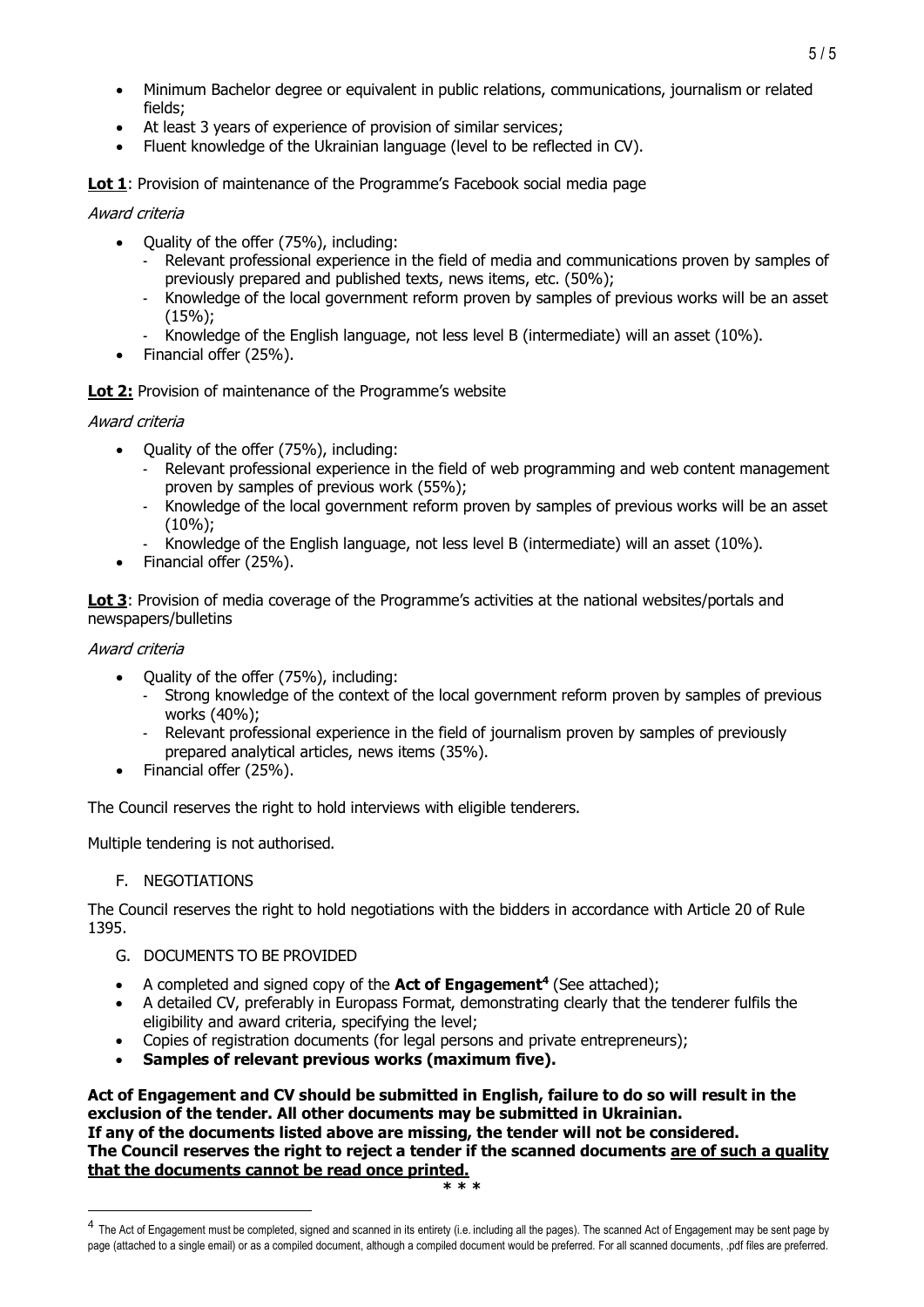- Minimum Bachelor degree or equivalent in public relations, communications, journalism or related fields;
- At least 3 years of experience of provision of similar services;
- Fluent knowledge of the Ukrainian language (level to be reflected in CV).

**<u>Lot 1</u>**: Provision of maintenance of the Programme's Facebook social media page

*Award criteria*

- Quality of the offer (75%), including:
  - Relevant professional experience in the field of media and communications proven by samples of previously prepared and published texts, news items, etc. (50%);
  - Knowledge of the local government reform proven by samples of previous works will be an asset (15%);
  - Knowledge of the English language, not less level B (intermediate) will an asset (10%).
- Financial offer (25%).

**<u>Lot 2:</u>** Provision of maintenance of the Programme's website

*Award criteria*

- Quality of the offer (75%), including:
  - Relevant professional experience in the field of web programming and web content management proven by samples of previous work (55%);
  - Knowledge of the local government reform proven by samples of previous works will be an asset (10%);
  - Knowledge of the English language, not less level B (intermediate) will an asset (10%).
- Financial offer (25%).

**<u>Lot 3</u>**: Provision of media coverage of the Programme's activities at the national websites/portals and newspapers/bulletins

*Award criteria*

- Quality of the offer (75%), including:
  - Strong knowledge of the context of the local government reform proven by samples of previous works (40%);
  - Relevant professional experience in the field of journalism proven by samples of previously prepared analytical articles, news items (35%).
- Financial offer (25%).

The Council reserves the right to hold interviews with eligible tenderers.

Multiple tendering is not authorised.

F. NEGOTIATIONS

The Council reserves the right to hold negotiations with the bidders in accordance with Article 20 of Rule 1395.

G. DOCUMENTS TO BE PROVIDED

- A completed and signed copy of the **Act of Engagement**[4] (See attached);
- A detailed CV, preferably in Europass Format, demonstrating clearly that the tenderer fulfils the eligibility and award criteria, specifying the level;
- Copies of registration documents (for legal persons and private entrepreneurs);
- **Samples of relevant previous works (maximum five).**

**Act of Engagement and CV should be submitted in English, failure to do so will result in the exclusion of the tender. All other documents may be submitted in Ukrainian.**
**If any of the documents listed above are missing, the tender will not be considered.**
**The Council reserves the right to reject a tender if the scanned documents <u>are of such a quality that the documents cannot be read once printed.</u>**

\* \* \*

[4] The Act of Engagement must be completed, signed and scanned in its entirety (i.e. including all the pages). The scanned Act of Engagement may be sent page by page (attached to a single email) or as a compiled document, although a compiled document would be preferred. For all scanned documents, .pdf files are preferred.